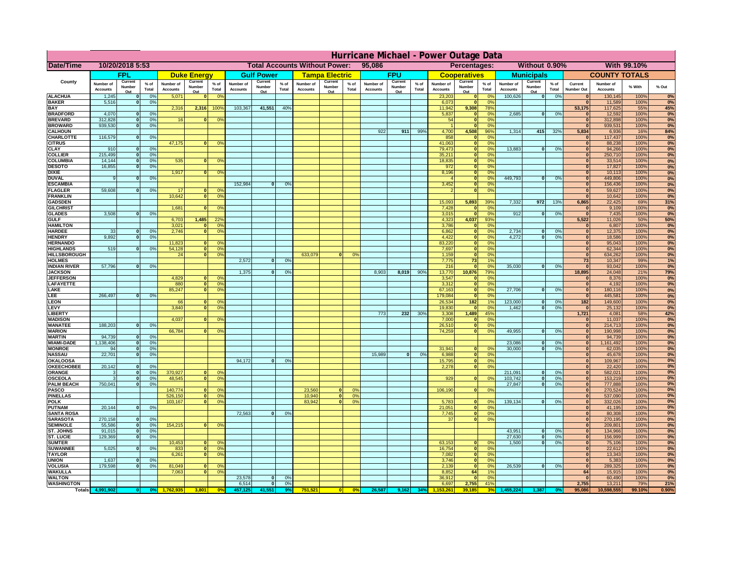# Hurricane Michael - Power Outage Data

**Date/Time:** 10/20/2018 5:53 | **Total Accounts Without Power:** 95,086 | **Percentages:** Without 0.90% | With 99.10%

| County | FPL | | | Duke Energy | | | Gulf Power | | | Tampa Electric | | | FPU | | | Cooperatives | | | Municipals | | | COUNTY TOTALS | | | |
|---|---|---|---|---|---|---|---|---|---|---|---|---|---|---|---|---|---|---|---|---|---|---|---|---|---|
| | Number of Accounts | Current Number Out | % of Total | Number of Accounts | Current Number Out | % of Total | Number of Accounts | Current Number Out | % of Total | Number of Accounts | Current Number Out | % of Total | Number of Accounts | Current Number Out | % of Total | Number of Accounts | Current Number Out | % of Total | Number of Accounts | Current Number Out | % of Total | Current Number Out | Number of Accounts | % With | % Out |
| ALACHUA | 1,245 | 0 | 0% | 5,071 | 0 | 0% | | | | | | | | | | 23,203 | 0 | 0% | 100,626 | 0 | 0% | 0 | 130,145 | 100% | 0% |
| BAKER | 5,516 | 0 | 0% | | | | | | | | | | | | | 6,073 | 0 | 0% | | | | 0 | 11,589 | 100% | 0% |
| BAY | | | | 2,316 | 2,316 | 100% | 103,367 | 41,551 | 40% | | | | | | | 11,942 | 9,308 | 78% | | | | 53,175 | 117,625 | 55% | 45% |
| BRADFORD | 4,070 | 0 | 0% | | | | | | | | | | | | | 5,837 | 0 | 0% | 2,685 | 0 | 0% | 0 | 12,592 | 100% | 0% |
| BREVARD | 312,828 | 0 | 0% | 16 | 0 | 0% | | | | | | | | | | 54 | 0 | 0% | | | | 0 | 312,898 | 100% | 0% |
| BROWARD | 939,530 | 0 | 0% | | | | | | | | | | | | | 1 | 0 | 0% | | | | 0 | 939,531 | 100% | 0% |
| CALHOUN | | | | | | | | | | | | | 922 | 911 | 99% | 4,700 | 4,508 | 96% | 1,314 | 415 | 32% | 5,834 | 6,936 | 16% | 84% |
| CHARLOTTE | 116,579 | 0 | 0% | | | | | | | | | | | | | 858 | 0 | 0% | | | | 0 | 117,437 | 100% | 0% |
| CITRUS | | | | 47,175 | 0 | 0% | | | | | | | | | | 41,063 | 0 | 0% | | | | 0 | 88,238 | 100% | 0% |
| CLAY | 910 | 0 | 0% | | | | | | | | | | | | | 79,473 | 0 | 0% | 13,883 | 0 | 0% | 0 | 94,266 | 100% | 0% |
| COLLIER | 215,499 | 0 | 0% | | | | | | | | | | | | | 35,211 | 0 | 0% | | | | 0 | 250,710 | 100% | 0% |
| COLUMBIA | 14,144 | 0 | 0% | 535 | 0 | 0% | | | | | | | | | | 18,835 | 0 | 0% | | | | 0 | 33,514 | 100% | 0% |
| DESOTO | 16,855 | 0 | 0% | | | | | | | | | | | | | 972 | 0 | 0% | | | | 0 | 17,827 | 100% | 0% |
| DIXIE | | | | 1,917 | 0 | 0% | | | | | | | | | | 8,196 | 0 | 0% | | | | 0 | 10,113 | 100% | 0% |
| DUVAL | 9 | 0 | 0% | | | | | | | | | | | | | 4 | 0 | 0% | 449,793 | 0 | 0% | 0 | 449,806 | 100% | 0% |
| ESCAMBIA | | | | | | | 152,984 | 0 | 0% | | | | | | | 3,452 | 0 | 0% | | | | 0 | 156,436 | 100% | 0% |
| FLAGLER | 59,608 | 0 | 0% | 17 | 0 | 0% | | | | | | | | | | 2 | 0 | 0% | | | | 0 | 59,627 | 100% | 0% |
| FRANKLIN | | | | 10,642 | 0 | 0% | | | | | | | | | | | | | | | | 0 | 10,642 | 100% | 0% |
| GADSDEN | | | | | | | | | | | | | | | | 15,093 | 5,893 | 39% | 7,332 | 972 | 13% | 6,865 | 22,425 | 69% | 31% |
| GILCHRIST | | | | 1,681 | 0 | 0% | | | | | | | | | | 7,428 | 0 | 0% | | | | 0 | 9,109 | 100% | 0% |
| GLADES | 3,508 | 0 | 0% | | | | | | | | | | | | | 3,015 | 0 | 0% | 912 | 0 | 0% | 0 | 7,435 | 100% | 0% |
| GULF | | | | 6,703 | 1,485 | 22% | | | | | | | | | | 4,323 | 4,037 | 93% | | | | 5,522 | 11,026 | 50% | 50% |
| HAMILTON | | | | 3,021 | 0 | 0% | | | | | | | | | | 3,786 | 0 | 0% | | | | 0 | 6,807 | 100% | 0% |
| HARDEE | 33 | 0 | 0% | 2,746 | 0 | 0% | | | | | | | | | | 6,862 | 0 | 0% | 2,734 | 0 | 0% | 0 | 12,375 | 100% | 0% |
| HENDRY | 9,892 | 0 | 0% | | | | | | | | | | | | | 4,422 | 0 | 0% | 4,272 | 0 | 0% | 0 | 18,586 | 100% | 0% |
| HERNANDO | | | | 11,823 | 0 | 0% | | | | | | | | | | 83,220 | 0 | 0% | | | | 0 | 95,043 | 100% | 0% |
| HIGHLANDS | 519 | 0 | 0% | 54,128 | 0 | 0% | | | | | | | | | | 7,697 | 0 | 0% | | | | 0 | 62,344 | 100% | 0% |
| HILLSBOROUGH | | | | 24 | 0 | 0% | | | | 633,079 | 0 | 0% | | | | 1,159 | 0 | 0% | | | | 0 | 634,262 | 100% | 0% |
| HOLMES | | | | | | | 2,572 | 0 | 0% | | | | | | | 7,775 | 73 | 1% | | | | 73 | 10,347 | 99% | 1% |
| INDIAN RIVER | 57,796 | 0 | 0% | | | | | | | | | | | | | 216 | 0 | 0% | 35,030 | 0 | 0% | 0 | 93,042 | 100% | 0% |
| JACKSON | | | | | | | 1,375 | 0 | 0% | | | | 8,903 | 8,019 | 90% | 13,770 | 10,876 | 79% | | | | 18,895 | 24,048 | 21% | 79% |
| JEFFERSON | | | | 4,829 | 0 | 0% | | | | | | | | | | 3,547 | 0 | 0% | | | | 0 | 8,376 | 100% | 0% |
| LAFAYETTE | | | | 880 | 0 | 0% | | | | | | | | | | 3,312 | 0 | 0% | | | | 0 | 4,192 | 100% | 0% |
| LAKE | | | | 85,247 | 0 | 0% | | | | | | | | | | 67,163 | 0 | 0% | 27,706 | 0 | 0% | 0 | 180,116 | 100% | 0% |
| LEE | 266,497 | 0 | 0% | | | | | | | | | | | | | 179,084 | 0 | 0% | | | | 0 | 445,581 | 100% | 0% |
| LEON | | | | 66 | 0 | 0% | | | | | | | | | | 26,534 | 182 | 1% | 123,000 | 0 | 0% | 182 | 149,600 | 100% | 0% |
| LEVY | | | | 3,840 | 0 | 0% | | | | | | | | | | 19,830 | 0 | 0% | 1,462 | 0 | 0% | 0 | 25,132 | 100% | 0% |
| LIBERTY | | | | | | | | | | | | | 773 | 232 | 30% | 3,308 | 1,489 | 45% | | | | 1,721 | 4,081 | 58% | 42% |
| MADISON | | | | 4,037 | 0 | 0% | | | | | | | | | | 7,000 | 0 | 0% | | | | 0 | 11,037 | 100% | 0% |
| MANATEE | 188,203 | 0 | 0% | | | | | | | | | | | | | 26,510 | 0 | 0% | | | | 0 | 214,713 | 100% | 0% |
| MARION | | | | 66,784 | 0 | 0% | | | | | | | | | | 74,259 | 0 | 0% | 49,955 | 0 | 0% | 0 | 190,998 | 100% | 0% |
| MARTIN | 94,739 | 0 | 0% | | | | | | | | | | | | | | | | | | | 0 | 94,739 | 100% | 0% |
| MIAMI-DADE | 1,138,406 | 0 | 0% | | | | | | | | | | | | | | | | 23,086 | 0 | 0% | 0 | 1,161,492 | 100% | 0% |
| MONROE | 94 | 0 | 0% | | | | | | | | | | | | | 31,941 | 0 | 0% | 30,000 | 0 | 0% | 0 | 62,035 | 100% | 0% |
| NASSAU | 22,701 | 0 | 0% | | | | | | | | | | 15,989 | 0 | 0% | 6,988 | 0 | 0% | | | | 0 | 45,678 | 100% | 0% |
| OKALOOSA | | | | | | | 94,172 | 0 | 0% | | | | | | | 15,795 | 0 | 0% | | | | 0 | 109,967 | 100% | 0% |
| OKEECHOBEE | 20,142 | 0 | 0% | | | | | | | | | | | | | 2,278 | 0 | 0% | | | | 0 | 22,420 | 100% | 0% |
| ORANGE | 3 | 0 | 0% | 370,927 | 0 | 0% | | | | | | | | | | | | | 211,091 | 0 | 0% | 0 | 582,021 | 100% | 0% |
| OSCEOLA | 3 | 0 | 0% | 48,545 | 0 | 0% | | | | | | | | | | 929 | 0 | 0% | 103,742 | 0 | 0% | 0 | 153,219 | 100% | 0% |
| PALM BEACH | 750,041 | 0 | 0% | | | | | | | | | | | | | | | | 27,847 | 0 | 0% | 0 | 777,888 | 100% | 0% |
| PASCO | | | | 140,774 | 0 | 0% | | | | 23,560 | 0 | 0% | | | | 106,190 | 0 | 0% | | | | 0 | 270,524 | 100% | 0% |
| PINELLAS | | | | 526,150 | 0 | 0% | | | | 10,940 | 0 | 0% | | | | | | | | | | 0 | 537,090 | 100% | 0% |
| POLK | | | | 103,167 | 0 | 0% | | | | 83,942 | 0 | 0% | | | | 5,783 | 0 | 0% | 139,134 | 0 | 0% | 0 | 332,026 | 100% | 0% |
| PUTNAM | 20,144 | 0 | 0% | | | | | | | | | | | | | 21,051 | 0 | 0% | | | | 0 | 41,195 | 100% | 0% |
| SANTA ROSA | | | | | | | 72,563 | 0 | 0% | | | | | | | 7,745 | 0 | 0% | | | | 0 | 80,308 | 100% | 0% |
| SARASOTA | 270,158 | 0 | 0% | | | | | | | | | | | | | 37 | 0 | 0% | | | | 0 | 270,195 | 100% | 0% |
| SEMINOLE | 55,586 | 0 | 0% | 154,215 | 0 | 0% | | | | | | | | | | | | | | | | 0 | 209,801 | 100% | 0% |
| ST. JOHNS | 91,015 | 0 | 0% | | | | | | | | | | | | | | | | 43,951 | 0 | 0% | 0 | 134,966 | 100% | 0% |
| ST. LUCIE | 129,369 | 0 | 0% | | | | | | | | | | | | | | | | 27,630 | 0 | 0% | 0 | 156,999 | 100% | 0% |
| SUMTER | | | | 10,453 | 0 | 0% | | | | | | | | | | 63,153 | 0 | 0% | 1,500 | 0 | 0% | 0 | 75,106 | 100% | 0% |
| SUWANNEE | 5,025 | 0 | 0% | 833 | 0 | 0% | | | | | | | | | | 16,754 | 0 | 0% | | | | 0 | 22,612 | 100% | 0% |
| TAYLOR | | | | 6,261 | 0 | 0% | | | | | | | | | | 7,082 | 0 | 0% | | | | 0 | 13,343 | 100% | 0% |
| UNION | 1,637 | 0 | 0% | | | | | | | | | | | | | 3,746 | 0 | 0% | | | | 0 | 5,383 | 100% | 0% |
| VOLUSIA | 179,598 | 0 | 0% | 81,049 | 0 | 0% | | | | | | | | | | 2,139 | 0 | 0% | 26,539 | 0 | 0% | 0 | 289,325 | 100% | 0% |
| WAKULLA | | | | 7,063 | 0 | 0% | | | | | | | | | | 8,852 | 64 | 1% | | | | 64 | 15,915 | 100% | 0% |
| WALTON | | | | | | | 23,578 | 0 | 0% | | | | | | | 36,912 | 0 | 0% | | | | 0 | 60,490 | 100% | 0% |
| WASHINGTON | | | | | | | 6,514 | 0 | 0% | | | | | | | 6,697 | 2,755 | 41% | | | | 2,755 | 13,211 | 79% | 21% |
| Totals | 4,991,902 | 0 | 0% | 1,762,935 | 3,801 | 0% | 457,125 | 41,551 | 9% | 751,521 | 0 | 0% | 26,587 | 9,162 | 34% | 1,153,261 | 39,185 | 3% | 1,455,224 | 1,387 | 0% | 95,086 | 10,598,555 | 99.10% | 0.90% |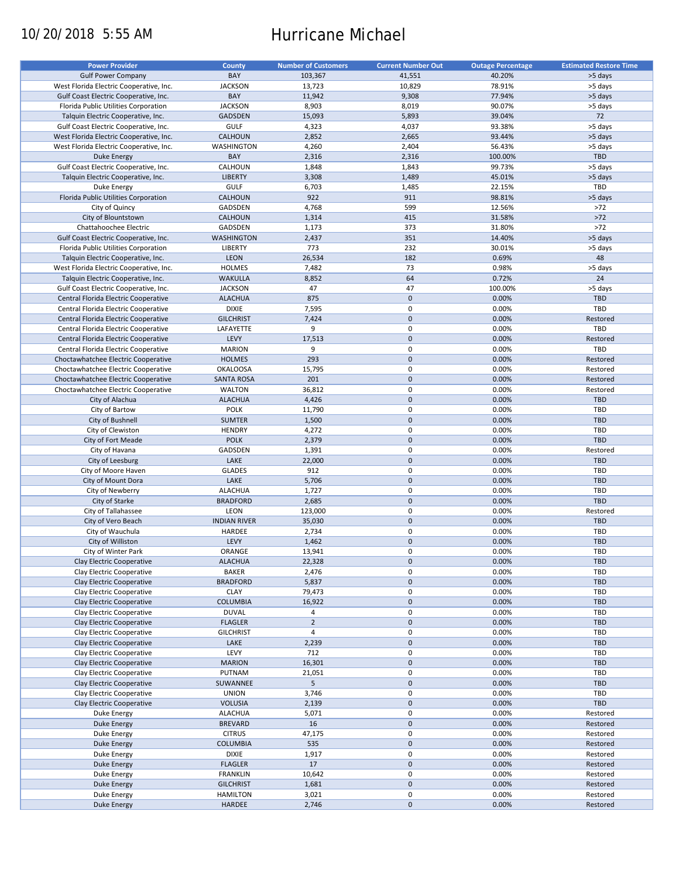10/20/2018 5:55 AM

# Hurricane Michael

| Power Provider | County | Number of Customers | Current Number Out | Outage Percentage | Estimated Restore Time |
|---|---|---|---|---|---|
| Gulf Power Company | BAY | 103,367 | 41,551 | 40.20% | >5 days |
| West Florida Electric Cooperative, Inc. | JACKSON | 13,723 | 10,829 | 78.91% | >5 days |
| Gulf Coast Electric Cooperative, Inc. | BAY | 11,942 | 9,308 | 77.94% | >5 days |
| Florida Public Utilities Corporation | JACKSON | 8,903 | 8,019 | 90.07% | >5 days |
| Talquin Electric Cooperative, Inc. | GADSDEN | 15,093 | 5,893 | 39.04% | 72 |
| Gulf Coast Electric Cooperative, Inc. | GULF | 4,323 | 4,037 | 93.38% | >5 days |
| West Florida Electric Cooperative, Inc. | CALHOUN | 2,852 | 2,665 | 93.44% | >5 days |
| West Florida Electric Cooperative, Inc. | WASHINGTON | 4,260 | 2,404 | 56.43% | >5 days |
| Duke Energy | BAY | 2,316 | 2,316 | 100.00% | TBD |
| Gulf Coast Electric Cooperative, Inc. | CALHOUN | 1,848 | 1,843 | 99.73% | >5 days |
| Talquin Electric Cooperative, Inc. | LIBERTY | 3,308 | 1,489 | 45.01% | >5 days |
| Duke Energy | GULF | 6,703 | 1,485 | 22.15% | TBD |
| Florida Public Utilities Corporation | CALHOUN | 922 | 911 | 98.81% | >5 days |
| City of Quincy | GADSDEN | 4,768 | 599 | 12.56% | >72 |
| City of Blountstown | CALHOUN | 1,314 | 415 | 31.58% | >72 |
| Chattahoochee Electric | GADSDEN | 1,173 | 373 | 31.80% | >72 |
| Gulf Coast Electric Cooperative, Inc. | WASHINGTON | 2,437 | 351 | 14.40% | >5 days |
| Florida Public Utilities Corporation | LIBERTY | 773 | 232 | 30.01% | >5 days |
| Talquin Electric Cooperative, Inc. | LEON | 26,534 | 182 | 0.69% | 48 |
| West Florida Electric Cooperative, Inc. | HOLMES | 7,482 | 73 | 0.98% | >5 days |
| Talquin Electric Cooperative, Inc. | WAKULLA | 8,852 | 64 | 0.72% | 24 |
| Gulf Coast Electric Cooperative, Inc. | JACKSON | 47 | 47 | 100.00% | >5 days |
| Central Florida Electric Cooperative | ALACHUA | 875 | 0 | 0.00% | TBD |
| Central Florida Electric Cooperative | DIXIE | 7,595 | 0 | 0.00% | TBD |
| Central Florida Electric Cooperative | GILCHRIST | 7,424 | 0 | 0.00% | Restored |
| Central Florida Electric Cooperative | LAFAYETTE | 9 | 0 | 0.00% | TBD |
| Central Florida Electric Cooperative | LEVY | 17,513 | 0 | 0.00% | Restored |
| Central Florida Electric Cooperative | MARION | 9 | 0 | 0.00% | TBD |
| Choctawhatchee Electric Cooperative | HOLMES | 293 | 0 | 0.00% | Restored |
| Choctawhatchee Electric Cooperative | OKALOOSA | 15,795 | 0 | 0.00% | Restored |
| Choctawhatchee Electric Cooperative | SANTA ROSA | 201 | 0 | 0.00% | Restored |
| Choctawhatchee Electric Cooperative | WALTON | 36,812 | 0 | 0.00% | Restored |
| City of Alachua | ALACHUA | 4,426 | 0 | 0.00% | TBD |
| City of Bartow | POLK | 11,790 | 0 | 0.00% | TBD |
| City of Bushnell | SUMTER | 1,500 | 0 | 0.00% | TBD |
| City of Clewiston | HENDRY | 4,272 | 0 | 0.00% | TBD |
| City of Fort Meade | POLK | 2,379 | 0 | 0.00% | TBD |
| City of Havana | GADSDEN | 1,391 | 0 | 0.00% | Restored |
| City of Leesburg | LAKE | 22,000 | 0 | 0.00% | TBD |
| City of Moore Haven | GLADES | 912 | 0 | 0.00% | TBD |
| City of Mount Dora | LAKE | 5,706 | 0 | 0.00% | TBD |
| City of Newberry | ALACHUA | 1,727 | 0 | 0.00% | TBD |
| City of Starke | BRADFORD | 2,685 | 0 | 0.00% | TBD |
| City of Tallahassee | LEON | 123,000 | 0 | 0.00% | Restored |
| City of Vero Beach | INDIAN RIVER | 35,030 | 0 | 0.00% | TBD |
| City of Wauchula | HARDEE | 2,734 | 0 | 0.00% | TBD |
| City of Williston | LEVY | 1,462 | 0 | 0.00% | TBD |
| City of Winter Park | ORANGE | 13,941 | 0 | 0.00% | TBD |
| Clay Electric Cooperative | ALACHUA | 22,328 | 0 | 0.00% | TBD |
| Clay Electric Cooperative | BAKER | 2,476 | 0 | 0.00% | TBD |
| Clay Electric Cooperative | BRADFORD | 5,837 | 0 | 0.00% | TBD |
| Clay Electric Cooperative | CLAY | 79,473 | 0 | 0.00% | TBD |
| Clay Electric Cooperative | COLUMBIA | 16,922 | 0 | 0.00% | TBD |
| Clay Electric Cooperative | DUVAL | 4 | 0 | 0.00% | TBD |
| Clay Electric Cooperative | FLAGLER | 2 | 0 | 0.00% | TBD |
| Clay Electric Cooperative | GILCHRIST | 4 | 0 | 0.00% | TBD |
| Clay Electric Cooperative | LAKE | 2,239 | 0 | 0.00% | TBD |
| Clay Electric Cooperative | LEVY | 712 | 0 | 0.00% | TBD |
| Clay Electric Cooperative | MARION | 16,301 | 0 | 0.00% | TBD |
| Clay Electric Cooperative | PUTNAM | 21,051 | 0 | 0.00% | TBD |
| Clay Electric Cooperative | SUWANNEE | 5 | 0 | 0.00% | TBD |
| Clay Electric Cooperative | UNION | 3,746 | 0 | 0.00% | TBD |
| Clay Electric Cooperative | VOLUSIA | 2,139 | 0 | 0.00% | TBD |
| Duke Energy | ALACHUA | 5,071 | 0 | 0.00% | Restored |
| Duke Energy | BREVARD | 16 | 0 | 0.00% | Restored |
| Duke Energy | CITRUS | 47,175 | 0 | 0.00% | Restored |
| Duke Energy | COLUMBIA | 535 | 0 | 0.00% | Restored |
| Duke Energy | DIXIE | 1,917 | 0 | 0.00% | Restored |
| Duke Energy | FLAGLER | 17 | 0 | 0.00% | Restored |
| Duke Energy | FRANKLIN | 10,642 | 0 | 0.00% | Restored |
| Duke Energy | GILCHRIST | 1,681 | 0 | 0.00% | Restored |
| Duke Energy | HAMILTON | 3,021 | 0 | 0.00% | Restored |
| Duke Energy | HARDEE | 2,746 | 0 | 0.00% | Restored |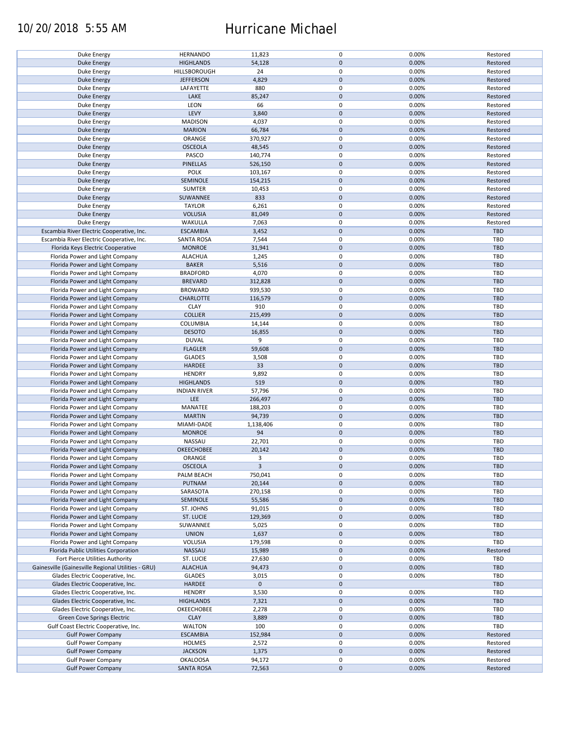| | | | | | |
|---|---|---|---|---|---|
| Duke Energy | HERNANDO | 11,823 | 0 | 0.00% | Restored |
| Duke Energy | HIGHLANDS | 54,128 | 0 | 0.00% | Restored |
| Duke Energy | HILLSBOROUGH | 24 | 0 | 0.00% | Restored |
| Duke Energy | JEFFERSON | 4,829 | 0 | 0.00% | Restored |
| Duke Energy | LAFAYETTE | 880 | 0 | 0.00% | Restored |
| Duke Energy | LAKE | 85,247 | 0 | 0.00% | Restored |
| Duke Energy | LEON | 66 | 0 | 0.00% | Restored |
| Duke Energy | LEVY | 3,840 | 0 | 0.00% | Restored |
| Duke Energy | MADISON | 4,037 | 0 | 0.00% | Restored |
| Duke Energy | MARION | 66,784 | 0 | 0.00% | Restored |
| Duke Energy | ORANGE | 370,927 | 0 | 0.00% | Restored |
| Duke Energy | OSCEOLA | 48,545 | 0 | 0.00% | Restored |
| Duke Energy | PASCO | 140,774 | 0 | 0.00% | Restored |
| Duke Energy | PINELLAS | 526,150 | 0 | 0.00% | Restored |
| Duke Energy | POLK | 103,167 | 0 | 0.00% | Restored |
| Duke Energy | SEMINOLE | 154,215 | 0 | 0.00% | Restored |
| Duke Energy | SUMTER | 10,453 | 0 | 0.00% | Restored |
| Duke Energy | SUWANNEE | 833 | 0 | 0.00% | Restored |
| Duke Energy | TAYLOR | 6,261 | 0 | 0.00% | Restored |
| Duke Energy | VOLUSIA | 81,049 | 0 | 0.00% | Restored |
| Duke Energy | WAKULLA | 7,063 | 0 | 0.00% | Restored |
| Escambia River Electric Cooperative, Inc. | ESCAMBIA | 3,452 | 0 | 0.00% | TBD |
| Escambia River Electric Cooperative, Inc. | SANTA ROSA | 7,544 | 0 | 0.00% | TBD |
| Florida Keys Electric Cooperative | MONROE | 31,941 | 0 | 0.00% | TBD |
| Florida Power and Light Company | ALACHUA | 1,245 | 0 | 0.00% | TBD |
| Florida Power and Light Company | BAKER | 5,516 | 0 | 0.00% | TBD |
| Florida Power and Light Company | BRADFORD | 4,070 | 0 | 0.00% | TBD |
| Florida Power and Light Company | BREVARD | 312,828 | 0 | 0.00% | TBD |
| Florida Power and Light Company | BROWARD | 939,530 | 0 | 0.00% | TBD |
| Florida Power and Light Company | CHARLOTTE | 116,579 | 0 | 0.00% | TBD |
| Florida Power and Light Company | CLAY | 910 | 0 | 0.00% | TBD |
| Florida Power and Light Company | COLLIER | 215,499 | 0 | 0.00% | TBD |
| Florida Power and Light Company | COLUMBIA | 14,144 | 0 | 0.00% | TBD |
| Florida Power and Light Company | DESOTO | 16,855 | 0 | 0.00% | TBD |
| Florida Power and Light Company | DUVAL | 9 | 0 | 0.00% | TBD |
| Florida Power and Light Company | FLAGLER | 59,608 | 0 | 0.00% | TBD |
| Florida Power and Light Company | GLADES | 3,508 | 0 | 0.00% | TBD |
| Florida Power and Light Company | HARDEE | 33 | 0 | 0.00% | TBD |
| Florida Power and Light Company | HENDRY | 9,892 | 0 | 0.00% | TBD |
| Florida Power and Light Company | HIGHLANDS | 519 | 0 | 0.00% | TBD |
| Florida Power and Light Company | INDIAN RIVER | 57,796 | 0 | 0.00% | TBD |
| Florida Power and Light Company | LEE | 266,497 | 0 | 0.00% | TBD |
| Florida Power and Light Company | MANATEE | 188,203 | 0 | 0.00% | TBD |
| Florida Power and Light Company | MARTIN | 94,739 | 0 | 0.00% | TBD |
| Florida Power and Light Company | MIAMI-DADE | 1,138,406 | 0 | 0.00% | TBD |
| Florida Power and Light Company | MONROE | 94 | 0 | 0.00% | TBD |
| Florida Power and Light Company | NASSAU | 22,701 | 0 | 0.00% | TBD |
| Florida Power and Light Company | OKEECHOBEE | 20,142 | 0 | 0.00% | TBD |
| Florida Power and Light Company | ORANGE | 3 | 0 | 0.00% | TBD |
| Florida Power and Light Company | OSCEOLA | 3 | 0 | 0.00% | TBD |
| Florida Power and Light Company | PALM BEACH | 750,041 | 0 | 0.00% | TBD |
| Florida Power and Light Company | PUTNAM | 20,144 | 0 | 0.00% | TBD |
| Florida Power and Light Company | SARASOTA | 270,158 | 0 | 0.00% | TBD |
| Florida Power and Light Company | SEMINOLE | 55,586 | 0 | 0.00% | TBD |
| Florida Power and Light Company | ST. JOHNS | 91,015 | 0 | 0.00% | TBD |
| Florida Power and Light Company | ST. LUCIE | 129,369 | 0 | 0.00% | TBD |
| Florida Power and Light Company | SUWANNEE | 5,025 | 0 | 0.00% | TBD |
| Florida Power and Light Company | UNION | 1,637 | 0 | 0.00% | TBD |
| Florida Power and Light Company | VOLUSIA | 179,598 | 0 | 0.00% | TBD |
| Florida Public Utilities Corporation | NASSAU | 15,989 | 0 | 0.00% | Restored |
| Fort Pierce Utilities Authority | ST. LUCIE | 27,630 | 0 | 0.00% | TBD |
| Gainesville (Gainesville Regional Utilities - GRU) | ALACHUA | 94,473 | 0 | 0.00% | TBD |
| Glades Electric Cooperative, Inc. | GLADES | 3,015 | 0 | 0.00% | TBD |
| Glades Electric Cooperative, Inc. | HARDEE | 0 | 0 | | TBD |
| Glades Electric Cooperative, Inc. | HENDRY | 3,530 | 0 | 0.00% | TBD |
| Glades Electric Cooperative, Inc. | HIGHLANDS | 7,321 | 0 | 0.00% | TBD |
| Glades Electric Cooperative, Inc. | OKEECHOBEE | 2,278 | 0 | 0.00% | TBD |
| Green Cove Springs Electric | CLAY | 3,889 | 0 | 0.00% | TBD |
| Gulf Coast Electric Cooperative, Inc. | WALTON | 100 | 0 | 0.00% | TBD |
| Gulf Power Company | ESCAMBIA | 152,984 | 0 | 0.00% | Restored |
| Gulf Power Company | HOLMES | 2,572 | 0 | 0.00% | Restored |
| Gulf Power Company | JACKSON | 1,375 | 0 | 0.00% | Restored |
| Gulf Power Company | OKALOOSA | 94,172 | 0 | 0.00% | Restored |
| Gulf Power Company | SANTA ROSA | 72,563 | 0 | 0.00% | Restored |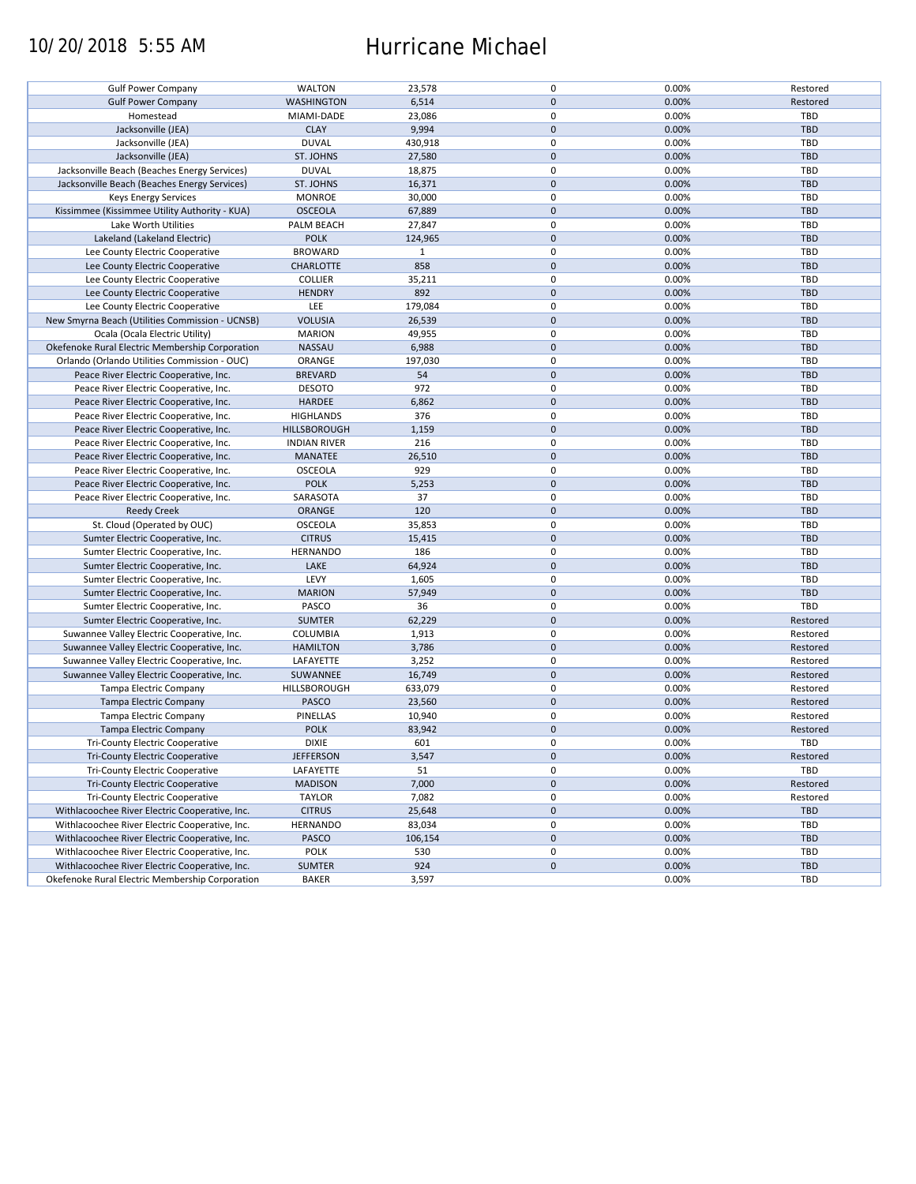10/20/2018 5:55 AM

# Hurricane Michael

| | | | | | |
|---|---|---|---|---|---|
| Gulf Power Company | WALTON | 23,578 | 0 | 0.00% | Restored |
| Gulf Power Company | WASHINGTON | 6,514 | 0 | 0.00% | Restored |
| Homestead | MIAMI-DADE | 23,086 | 0 | 0.00% | TBD |
| Jacksonville (JEA) | CLAY | 9,994 | 0 | 0.00% | TBD |
| Jacksonville (JEA) | DUVAL | 430,918 | 0 | 0.00% | TBD |
| Jacksonville (JEA) | ST. JOHNS | 27,580 | 0 | 0.00% | TBD |
| Jacksonville Beach (Beaches Energy Services) | DUVAL | 18,875 | 0 | 0.00% | TBD |
| Jacksonville Beach (Beaches Energy Services) | ST. JOHNS | 16,371 | 0 | 0.00% | TBD |
| Keys Energy Services | MONROE | 30,000 | 0 | 0.00% | TBD |
| Kissimmee (Kissimmee Utility Authority - KUA) | OSCEOLA | 67,889 | 0 | 0.00% | TBD |
| Lake Worth Utilities | PALM BEACH | 27,847 | 0 | 0.00% | TBD |
| Lakeland (Lakeland Electric) | POLK | 124,965 | 0 | 0.00% | TBD |
| Lee County Electric Cooperative | BROWARD | 1 | 0 | 0.00% | TBD |
| Lee County Electric Cooperative | CHARLOTTE | 858 | 0 | 0.00% | TBD |
| Lee County Electric Cooperative | COLLIER | 35,211 | 0 | 0.00% | TBD |
| Lee County Electric Cooperative | HENDRY | 892 | 0 | 0.00% | TBD |
| Lee County Electric Cooperative | LEE | 179,084 | 0 | 0.00% | TBD |
| New Smyrna Beach (Utilities Commission - UCNSB) | VOLUSIA | 26,539 | 0 | 0.00% | TBD |
| Ocala (Ocala Electric Utility) | MARION | 49,955 | 0 | 0.00% | TBD |
| Okefenoke Rural Electric Membership Corporation | NASSAU | 6,988 | 0 | 0.00% | TBD |
| Orlando (Orlando Utilities Commission - OUC) | ORANGE | 197,030 | 0 | 0.00% | TBD |
| Peace River Electric Cooperative, Inc. | BREVARD | 54 | 0 | 0.00% | TBD |
| Peace River Electric Cooperative, Inc. | DESOTO | 972 | 0 | 0.00% | TBD |
| Peace River Electric Cooperative, Inc. | HARDEE | 6,862 | 0 | 0.00% | TBD |
| Peace River Electric Cooperative, Inc. | HIGHLANDS | 376 | 0 | 0.00% | TBD |
| Peace River Electric Cooperative, Inc. | HILLSBOROUGH | 1,159 | 0 | 0.00% | TBD |
| Peace River Electric Cooperative, Inc. | INDIAN RIVER | 216 | 0 | 0.00% | TBD |
| Peace River Electric Cooperative, Inc. | MANATEE | 26,510 | 0 | 0.00% | TBD |
| Peace River Electric Cooperative, Inc. | OSCEOLA | 929 | 0 | 0.00% | TBD |
| Peace River Electric Cooperative, Inc. | POLK | 5,253 | 0 | 0.00% | TBD |
| Peace River Electric Cooperative, Inc. | SARASOTA | 37 | 0 | 0.00% | TBD |
| Reedy Creek | ORANGE | 120 | 0 | 0.00% | TBD |
| St. Cloud (Operated by OUC) | OSCEOLA | 35,853 | 0 | 0.00% | TBD |
| Sumter Electric Cooperative, Inc. | CITRUS | 15,415 | 0 | 0.00% | TBD |
| Sumter Electric Cooperative, Inc. | HERNANDO | 186 | 0 | 0.00% | TBD |
| Sumter Electric Cooperative, Inc. | LAKE | 64,924 | 0 | 0.00% | TBD |
| Sumter Electric Cooperative, Inc. | LEVY | 1,605 | 0 | 0.00% | TBD |
| Sumter Electric Cooperative, Inc. | MARION | 57,949 | 0 | 0.00% | TBD |
| Sumter Electric Cooperative, Inc. | PASCO | 36 | 0 | 0.00% | TBD |
| Sumter Electric Cooperative, Inc. | SUMTER | 62,229 | 0 | 0.00% | Restored |
| Suwannee Valley Electric Cooperative, Inc. | COLUMBIA | 1,913 | 0 | 0.00% | Restored |
| Suwannee Valley Electric Cooperative, Inc. | HAMILTON | 3,786 | 0 | 0.00% | Restored |
| Suwannee Valley Electric Cooperative, Inc. | LAFAYETTE | 3,252 | 0 | 0.00% | Restored |
| Suwannee Valley Electric Cooperative, Inc. | SUWANNEE | 16,749 | 0 | 0.00% | Restored |
| Tampa Electric Company | HILLSBOROUGH | 633,079 | 0 | 0.00% | Restored |
| Tampa Electric Company | PASCO | 23,560 | 0 | 0.00% | Restored |
| Tampa Electric Company | PINELLAS | 10,940 | 0 | 0.00% | Restored |
| Tampa Electric Company | POLK | 83,942 | 0 | 0.00% | Restored |
| Tri-County Electric Cooperative | DIXIE | 601 | 0 | 0.00% | TBD |
| Tri-County Electric Cooperative | JEFFERSON | 3,547 | 0 | 0.00% | Restored |
| Tri-County Electric Cooperative | LAFAYETTE | 51 | 0 | 0.00% | TBD |
| Tri-County Electric Cooperative | MADISON | 7,000 | 0 | 0.00% | Restored |
| Tri-County Electric Cooperative | TAYLOR | 7,082 | 0 | 0.00% | Restored |
| Withlacoochee River Electric Cooperative, Inc. | CITRUS | 25,648 | 0 | 0.00% | TBD |
| Withlacoochee River Electric Cooperative, Inc. | HERNANDO | 83,034 | 0 | 0.00% | TBD |
| Withlacoochee River Electric Cooperative, Inc. | PASCO | 106,154 | 0 | 0.00% | TBD |
| Withlacoochee River Electric Cooperative, Inc. | POLK | 530 | 0 | 0.00% | TBD |
| Withlacoochee River Electric Cooperative, Inc. | SUMTER | 924 | 0 | 0.00% | TBD |
| Okefenoke Rural Electric Membership Corporation | BAKER | 3,597 | | 0.00% | TBD |